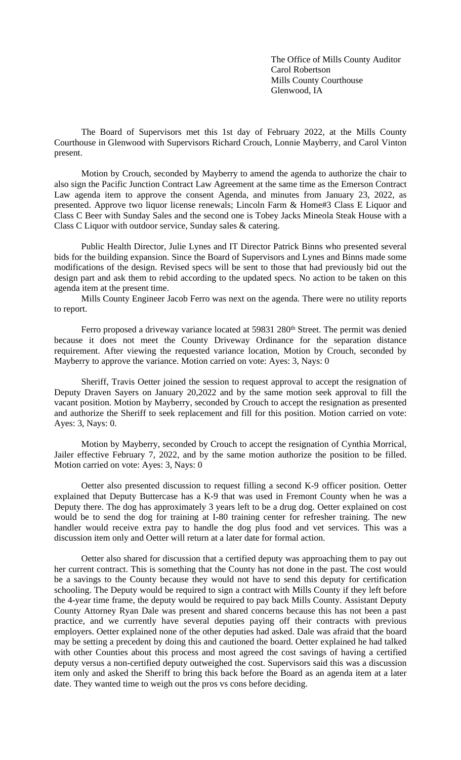The Office of Mills County Auditor
Carol Robertson
Mills County Courthouse
Glenwood, IA

The Board of Supervisors met this 1st day of February 2022, at the Mills County Courthouse in Glenwood with Supervisors Richard Crouch, Lonnie Mayberry, and Carol Vinton present.

Motion by Crouch, seconded by Mayberry to amend the agenda to authorize the chair to also sign the Pacific Junction Contract Law Agreement at the same time as the Emerson Contract Law agenda item to approve the consent Agenda, and minutes from January 23, 2022, as presented. Approve two liquor license renewals; Lincoln Farm & Home#3 Class E Liquor and Class C Beer with Sunday Sales and the second one is Tobey Jacks Mineola Steak House with a Class C Liquor with outdoor service, Sunday sales & catering.

Public Health Director, Julie Lynes and IT Director Patrick Binns who presented several bids for the building expansion. Since the Board of Supervisors and Lynes and Binns made some modifications of the design. Revised specs will be sent to those that had previously bid out the design part and ask them to rebid according to the updated specs. No action to be taken on this agenda item at the present time.

Mills County Engineer Jacob Ferro was next on the agenda. There were no utility reports to report.

Ferro proposed a driveway variance located at 59831 280th Street. The permit was denied because it does not meet the County Driveway Ordinance for the separation distance requirement. After viewing the requested variance location, Motion by Crouch, seconded by Mayberry to approve the variance. Motion carried on vote: Ayes: 3, Nays: 0

Sheriff, Travis Oetter joined the session to request approval to accept the resignation of Deputy Draven Sayers on January 20,2022 and by the same motion seek approval to fill the vacant position. Motion by Mayberry, seconded by Crouch to accept the resignation as presented and authorize the Sheriff to seek replacement and fill for this position. Motion carried on vote: Ayes: 3, Nays: 0.

Motion by Mayberry, seconded by Crouch to accept the resignation of Cynthia Morrical, Jailer effective February 7, 2022, and by the same motion authorize the position to be filled. Motion carried on vote: Ayes: 3, Nays: 0

Oetter also presented discussion to request filling a second K-9 officer position. Oetter explained that Deputy Buttercase has a K-9 that was used in Fremont County when he was a Deputy there. The dog has approximately 3 years left to be a drug dog. Oetter explained on cost would be to send the dog for training at I-80 training center for refresher training. The new handler would receive extra pay to handle the dog plus food and vet services. This was a discussion item only and Oetter will return at a later date for formal action.

Oetter also shared for discussion that a certified deputy was approaching them to pay out her current contract. This is something that the County has not done in the past. The cost would be a savings to the County because they would not have to send this deputy for certification schooling. The Deputy would be required to sign a contract with Mills County if they left before the 4-year time frame, the deputy would be required to pay back Mills County. Assistant Deputy County Attorney Ryan Dale was present and shared concerns because this has not been a past practice, and we currently have several deputies paying off their contracts with previous employers. Oetter explained none of the other deputies had asked. Dale was afraid that the board may be setting a precedent by doing this and cautioned the board. Oetter explained he had talked with other Counties about this process and most agreed the cost savings of having a certified deputy versus a non-certified deputy outweighed the cost. Supervisors said this was a discussion item only and asked the Sheriff to bring this back before the Board as an agenda item at a later date. They wanted time to weigh out the pros vs cons before deciding.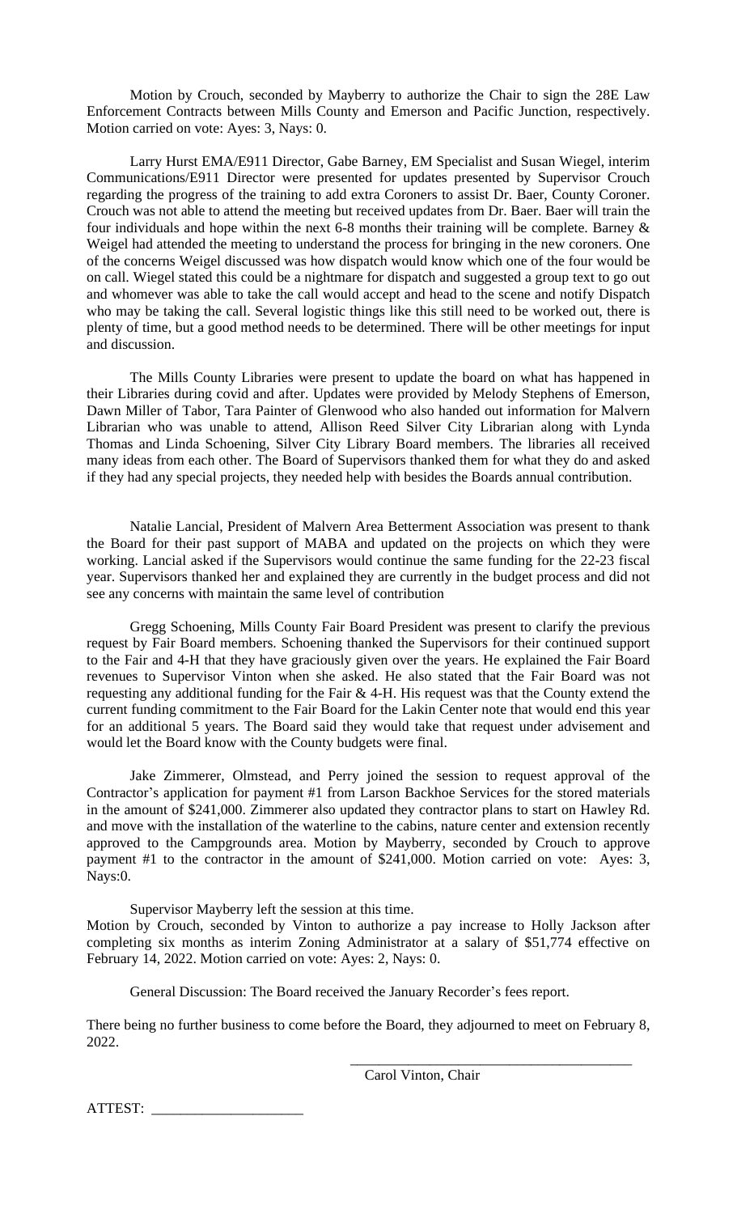Motion by Crouch, seconded by Mayberry to authorize the Chair to sign the 28E Law Enforcement Contracts between Mills County and Emerson and Pacific Junction, respectively. Motion carried on vote: Ayes: 3, Nays: 0.

Larry Hurst EMA/E911 Director, Gabe Barney, EM Specialist and Susan Wiegel, interim Communications/E911 Director were presented for updates presented by Supervisor Crouch regarding the progress of the training to add extra Coroners to assist Dr. Baer, County Coroner. Crouch was not able to attend the meeting but received updates from Dr. Baer. Baer will train the four individuals and hope within the next 6-8 months their training will be complete. Barney & Weigel had attended the meeting to understand the process for bringing in the new coroners. One of the concerns Weigel discussed was how dispatch would know which one of the four would be on call. Wiegel stated this could be a nightmare for dispatch and suggested a group text to go out and whomever was able to take the call would accept and head to the scene and notify Dispatch who may be taking the call. Several logistic things like this still need to be worked out, there is plenty of time, but a good method needs to be determined. There will be other meetings for input and discussion.

The Mills County Libraries were present to update the board on what has happened in their Libraries during covid and after. Updates were provided by Melody Stephens of Emerson, Dawn Miller of Tabor, Tara Painter of Glenwood who also handed out information for Malvern Librarian who was unable to attend, Allison Reed Silver City Librarian along with Lynda Thomas and Linda Schoening, Silver City Library Board members. The libraries all received many ideas from each other. The Board of Supervisors thanked them for what they do and asked if they had any special projects, they needed help with besides the Boards annual contribution.

Natalie Lancial, President of Malvern Area Betterment Association was present to thank the Board for their past support of MABA and updated on the projects on which they were working. Lancial asked if the Supervisors would continue the same funding for the 22-23 fiscal year. Supervisors thanked her and explained they are currently in the budget process and did not see any concerns with maintain the same level of contribution

Gregg Schoening, Mills County Fair Board President was present to clarify the previous request by Fair Board members. Schoening thanked the Supervisors for their continued support to the Fair and 4-H that they have graciously given over the years. He explained the Fair Board revenues to Supervisor Vinton when she asked. He also stated that the Fair Board was not requesting any additional funding for the Fair & 4-H. His request was that the County extend the current funding commitment to the Fair Board for the Lakin Center note that would end this year for an additional 5 years. The Board said they would take that request under advisement and would let the Board know with the County budgets were final.

Jake Zimmerer, Olmstead, and Perry joined the session to request approval of the Contractor's application for payment #1 from Larson Backhoe Services for the stored materials in the amount of $241,000. Zimmerer also updated they contractor plans to start on Hawley Rd. and move with the installation of the waterline to the cabins, nature center and extension recently approved to the Campgrounds area. Motion by Mayberry, seconded by Crouch to approve payment #1 to the contractor in the amount of $241,000. Motion carried on vote: Ayes: 3, Nays:0.

Supervisor Mayberry left the session at this time.

Motion by Crouch, seconded by Vinton to authorize a pay increase to Holly Jackson after completing six months as interim Zoning Administrator at a salary of $51,774 effective on February 14, 2022. Motion carried on vote: Ayes: 2, Nays: 0.

General Discussion: The Board received the January Recorder's fees report.

There being no further business to come before the Board, they adjourned to meet on February 8, 2022.

\_\_\_\_\_\_\_\_\_\_\_\_\_\_\_\_\_\_\_\_\_\_\_\_\_\_\_\_\_\_\_\_\_\_\_\_\_\_\_\_

Carol Vinton, Chair

ATTEST: \_\_\_\_\_\_\_\_\_\_\_\_\_\_\_\_\_\_\_\_\_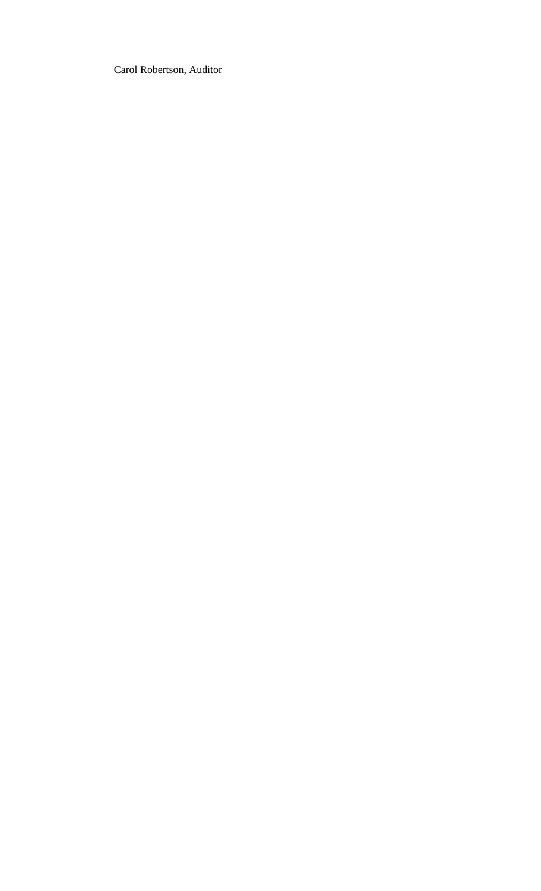Carol Robertson, Auditor